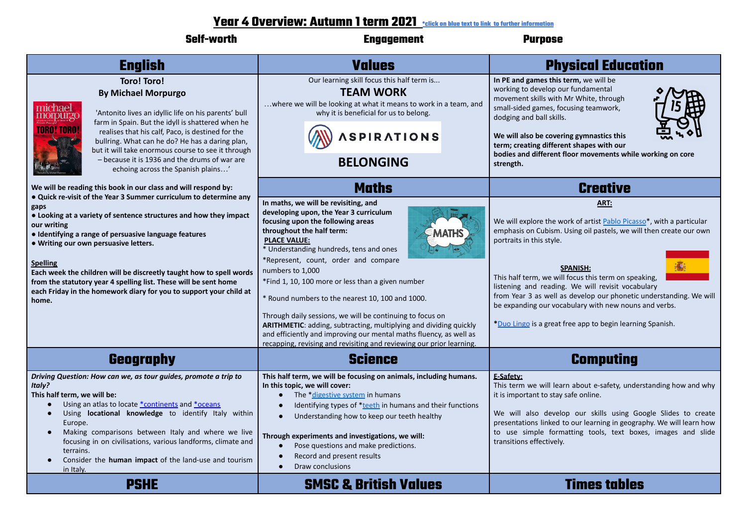# Year 4 Overview: Autumn 1 term 2021 *click on blue text to link to further information

**Self-worth** **Engagement** **Purpose**

## English

**Toro! Toro!**
**By Michael Morpurgo**

'Antonito lives an idyllic life on his parents' bull farm in Spain. But the idyll is shattered when he realises that his calf, Paco, is destined for the bullring. What can he do? He has a daring plan, but it will take enormous course to see it through – because it is 1936 and the drums of war are echoing across the Spanish plains…'

**We will be reading this book in our class and will respond by:**

- **Quick re-visit of the Year 3 Summer curriculum to determine any gaps**
- **Looking at a variety of sentence structures and how they impact our writing**
- **Identifying a range of persuasive language features**
- **Writing our own persuasive letters.**

**Spelling**
**Each week the children will be discreetly taught how to spell words from the statutory year 4 spelling list. These will be sent home each Friday in the homework diary for you to support your child at home.**

## Values

Our learning skill focus this half term is...

**TEAM WORK**

…where we will be looking at what it means to work in a team, and why it is beneficial for us to belong.

ASPIRATIONS

**BELONGING**

## Physical Education

**In PE and games this term,** we will be working to develop our fundamental movement skills with Mr White, through small-sided games, focusing teamwork, dodging and ball skills.

**We will also be covering gymnastics this term; creating different shapes with our bodies and different floor movements while working on core strength.**

## Maths

**In maths, we will be revisiting, and developing upon, the Year 3 curriculum focusing upon the following areas throughout the half term:**

**PLACE VALUE:**

* Understanding hundreds, tens and ones
*Represent, count, order and compare numbers to 1,000
*Find 1, 10, 100 more or less than a given number
* Round numbers to the nearest 10, 100 and 1000.

Through daily sessions, we will be continuing to focus on **ARITHMETIC**: adding, subtracting, multiplying and dividing quickly and efficiently and improving our mental maths fluency, as well as recapping, revising and revisiting and reviewing our prior learning.

## Creative

**ART:**

We will explore the work of artist Pablo Picasso*, with a particular emphasis on Cubism. Using oil pastels, we will then create our own portraits in this style.

**SPANISH:**

This half term, we will focus this term on speaking, listening and reading. We will revisit vocabulary from Year 3 as well as develop our phonetic understanding. We will be expanding our vocabulary with new nouns and verbs.

*Duo Lingo is a great free app to begin learning Spanish.

## Geography

***Driving Question: How can we, as tour guides, promote a trip to Italy?***

**This half term, we will be:**

- Using an atlas to locate *continents and *oceans
- Using **locational knowledge** to identify Italy within Europe.
- Making comparisons between Italy and where we live focusing in on civilisations, various landforms, climate and terrains.
- Consider the **human impact** of the land-use and tourism in Italy.

## Science

**This half term, we will be focusing on animals, including humans. In this topic, we will cover:**

- The *digestive system in humans
- Identifying types of *teeth in humans and their functions
- Understanding how to keep our teeth healthy

**Through experiments and investigations, we will:**

- Pose questions and make predictions.
- Record and present results
- Draw conclusions

## Computing

**E-Safety:**

This term we will learn about e-safety, understanding how and why it is important to stay safe online.

We will also develop our skills using Google Slides to create presentations linked to our learning in geography. We will learn how to use simple formatting tools, text boxes, images and slide transitions effectively.

## PSHE

## SMSC & British Values

## Times tables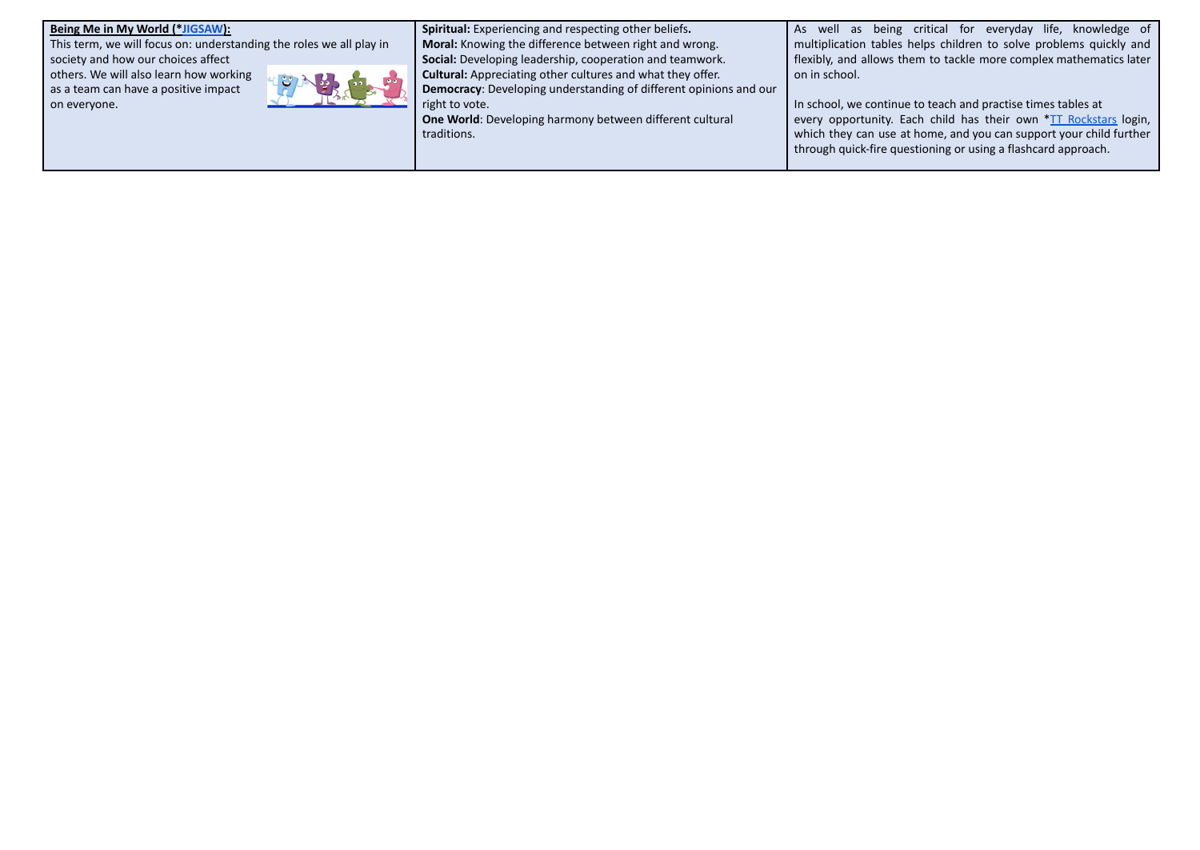| | | |
|---|---|---|
| **Being Me in My World (*JIGSAW):**<br>This term, we will focus on: understanding the roles we all play in society and how our choices affect others. We will also learn how working as a team can have a positive impact on everyone. | **Spiritual:** Experiencing and respecting other beliefs.<br>**Moral:** Knowing the difference between right and wrong.<br>**Social:** Developing leadership, cooperation and teamwork.<br>**Cultural:** Appreciating other cultures and what they offer.<br>**Democracy**: Developing understanding of different opinions and our right to vote.<br>**One World**: Developing harmony between different cultural traditions. | As well as being critical for everyday life, knowledge of multiplication tables helps children to solve problems quickly and flexibly, and allows them to tackle more complex mathematics later on in school.<br><br>In school, we continue to teach and practise times tables at every opportunity. Each child has their own *TT Rockstars login, which they can use at home, and you can support your child further through quick-fire questioning or using a flashcard approach. |